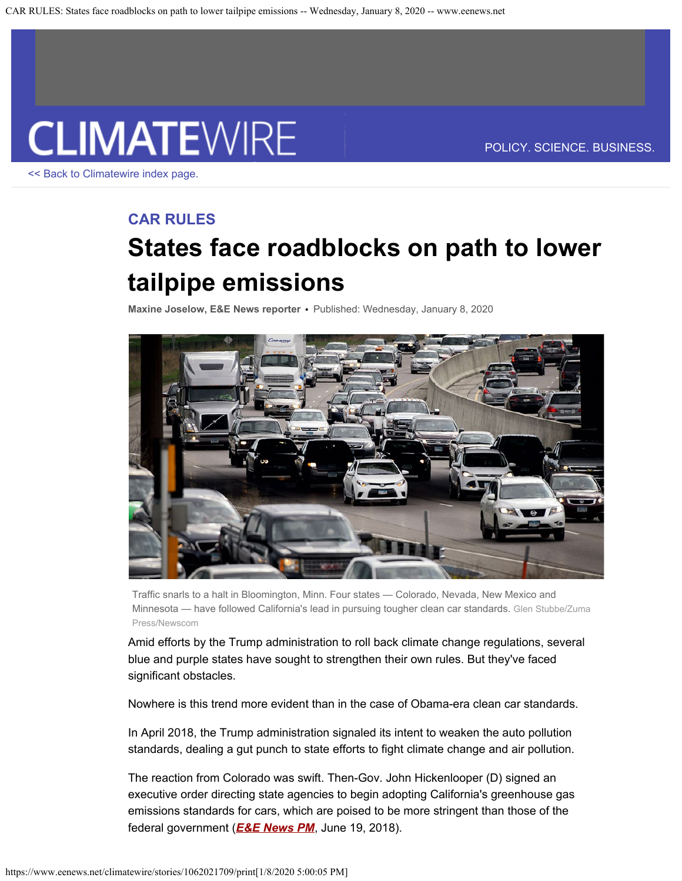CLIMATEWIRE

POLICY. SCIENCE. BUSINESS.

<< Back to Climatewire index page.

## CAR RULES

# States face roadblocks on path to lower tailpipe emissions

**Maxine Joselow, E&E News reporter** • Published: Wednesday, January 8, 2020

Traffic snarls to a halt in Bloomington, Minn. Four states — Colorado, Nevada, New Mexico and Minnesota — have followed California's lead in pursuing tougher clean car standards. Glen Stubbe/Zuma Press/Newscom

Amid efforts by the Trump administration to roll back climate change regulations, several blue and purple states have sought to strengthen their own rules. But they've faced significant obstacles.

Nowhere is this trend more evident than in the case of Obama-era clean car standards.

In April 2018, the Trump administration signaled its intent to weaken the auto pollution standards, dealing a gut punch to state efforts to fight climate change and air pollution.

The reaction from Colorado was swift. Then-Gov. John Hickenlooper (D) signed an executive order directing state agencies to begin adopting California's greenhouse gas emissions standards for cars, which are poised to be more stringent than those of the federal government (***E&E News PM***, June 19, 2018).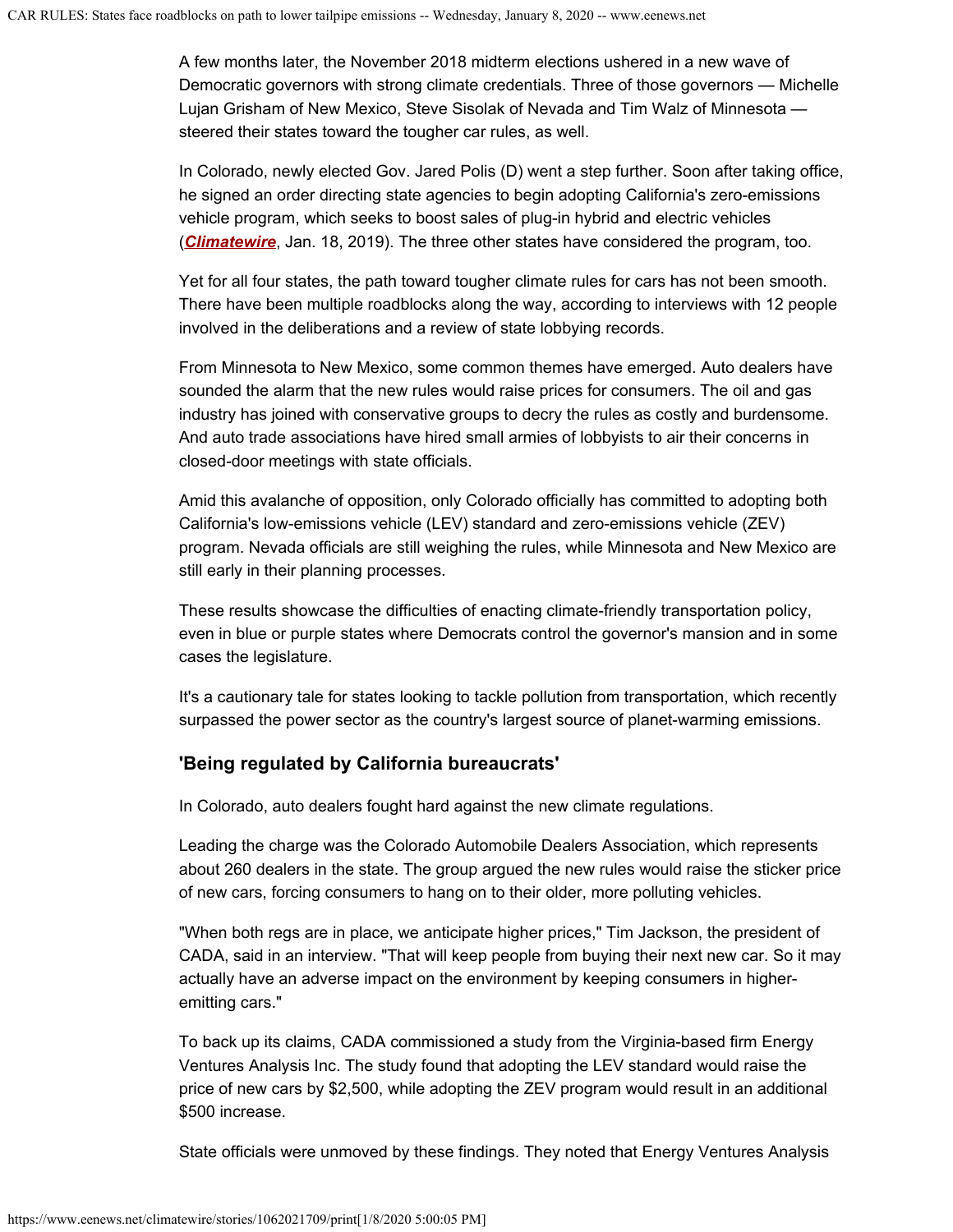A few months later, the November 2018 midterm elections ushered in a new wave of Democratic governors with strong climate credentials. Three of those governors — Michelle Lujan Grisham of New Mexico, Steve Sisolak of Nevada and Tim Walz of Minnesota — steered their states toward the tougher car rules, as well.

In Colorado, newly elected Gov. Jared Polis (D) went a step further. Soon after taking office, he signed an order directing state agencies to begin adopting California's zero-emissions vehicle program, which seeks to boost sales of plug-in hybrid and electric vehicles (***Climatewire***, Jan. 18, 2019). The three other states have considered the program, too.

Yet for all four states, the path toward tougher climate rules for cars has not been smooth. There have been multiple roadblocks along the way, according to interviews with 12 people involved in the deliberations and a review of state lobbying records.

From Minnesota to New Mexico, some common themes have emerged. Auto dealers have sounded the alarm that the new rules would raise prices for consumers. The oil and gas industry has joined with conservative groups to decry the rules as costly and burdensome. And auto trade associations have hired small armies of lobbyists to air their concerns in closed-door meetings with state officials.

Amid this avalanche of opposition, only Colorado officially has committed to adopting both California's low-emissions vehicle (LEV) standard and zero-emissions vehicle (ZEV) program. Nevada officials are still weighing the rules, while Minnesota and New Mexico are still early in their planning processes.

These results showcase the difficulties of enacting climate-friendly transportation policy, even in blue or purple states where Democrats control the governor's mansion and in some cases the legislature.

It's a cautionary tale for states looking to tackle pollution from transportation, which recently surpassed the power sector as the country's largest source of planet-warming emissions.

### 'Being regulated by California bureaucrats'

In Colorado, auto dealers fought hard against the new climate regulations.

Leading the charge was the Colorado Automobile Dealers Association, which represents about 260 dealers in the state. The group argued the new rules would raise the sticker price of new cars, forcing consumers to hang on to their older, more polluting vehicles.

"When both regs are in place, we anticipate higher prices," Tim Jackson, the president of CADA, said in an interview. "That will keep people from buying their next new car. So it may actually have an adverse impact on the environment by keeping consumers in higher-emitting cars."

To back up its claims, CADA commissioned a study from the Virginia-based firm Energy Ventures Analysis Inc. The study found that adopting the LEV standard would raise the price of new cars by $2,500, while adopting the ZEV program would result in an additional $500 increase.

State officials were unmoved by these findings. They noted that Energy Ventures Analysis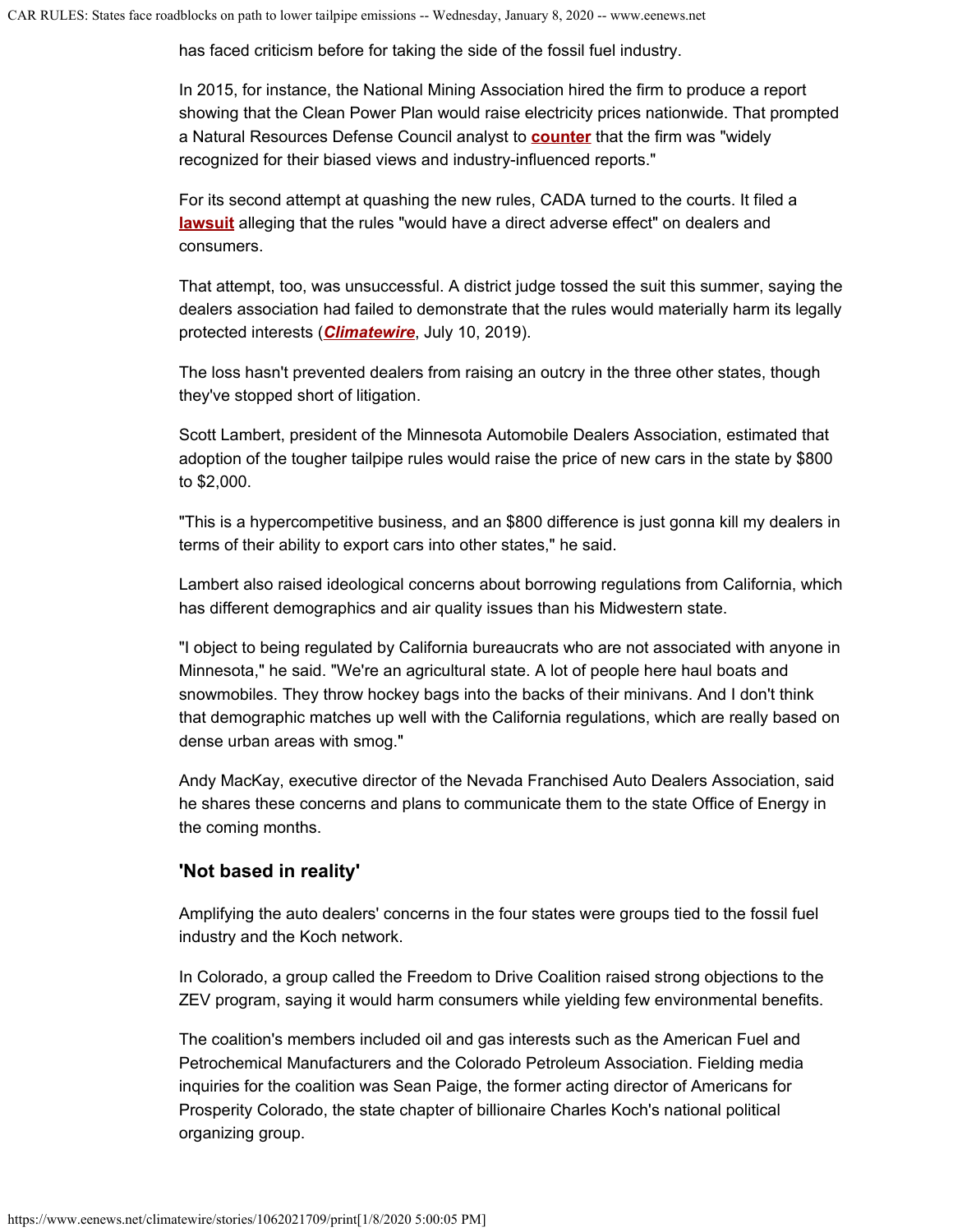has faced criticism before for taking the side of the fossil fuel industry.

In 2015, for instance, the National Mining Association hired the firm to produce a report showing that the Clean Power Plan would raise electricity prices nationwide. That prompted a Natural Resources Defense Council analyst to **counter** that the firm was "widely recognized for their biased views and industry-influenced reports."

For its second attempt at quashing the new rules, CADA turned to the courts. It filed a **lawsuit** alleging that the rules "would have a direct adverse effect" on dealers and consumers.

That attempt, too, was unsuccessful. A district judge tossed the suit this summer, saying the dealers association had failed to demonstrate that the rules would materially harm its legally protected interests (***Climatewire***, July 10, 2019).

The loss hasn't prevented dealers from raising an outcry in the three other states, though they've stopped short of litigation.

Scott Lambert, president of the Minnesota Automobile Dealers Association, estimated that adoption of the tougher tailpipe rules would raise the price of new cars in the state by $800 to $2,000.

"This is a hypercompetitive business, and an $800 difference is just gonna kill my dealers in terms of their ability to export cars into other states," he said.

Lambert also raised ideological concerns about borrowing regulations from California, which has different demographics and air quality issues than his Midwestern state.

"I object to being regulated by California bureaucrats who are not associated with anyone in Minnesota," he said. "We're an agricultural state. A lot of people here haul boats and snowmobiles. They throw hockey bags into the backs of their minivans. And I don't think that demographic matches up well with the California regulations, which are really based on dense urban areas with smog."

Andy MacKay, executive director of the Nevada Franchised Auto Dealers Association, said he shares these concerns and plans to communicate them to the state Office of Energy in the coming months.

## 'Not based in reality'

Amplifying the auto dealers' concerns in the four states were groups tied to the fossil fuel industry and the Koch network.

In Colorado, a group called the Freedom to Drive Coalition raised strong objections to the ZEV program, saying it would harm consumers while yielding few environmental benefits.

The coalition's members included oil and gas interests such as the American Fuel and Petrochemical Manufacturers and the Colorado Petroleum Association. Fielding media inquiries for the coalition was Sean Paige, the former acting director of Americans for Prosperity Colorado, the state chapter of billionaire Charles Koch's national political organizing group.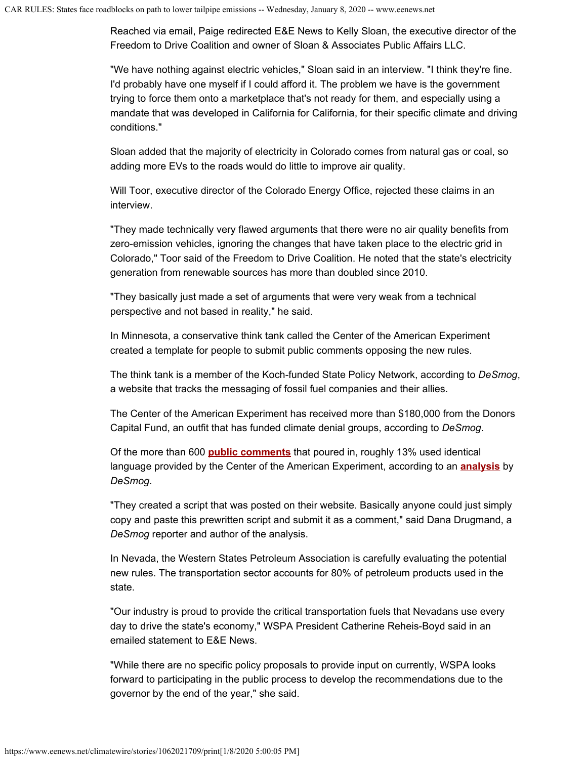Reached via email, Paige redirected E&E News to Kelly Sloan, the executive director of the Freedom to Drive Coalition and owner of Sloan & Associates Public Affairs LLC.

"We have nothing against electric vehicles," Sloan said in an interview. "I think they're fine. I'd probably have one myself if I could afford it. The problem we have is the government trying to force them onto a marketplace that's not ready for them, and especially using a mandate that was developed in California for California, for their specific climate and driving conditions."

Sloan added that the majority of electricity in Colorado comes from natural gas or coal, so adding more EVs to the roads would do little to improve air quality.

Will Toor, executive director of the Colorado Energy Office, rejected these claims in an interview.

"They made technically very flawed arguments that there were no air quality benefits from zero-emission vehicles, ignoring the changes that have taken place to the electric grid in Colorado," Toor said of the Freedom to Drive Coalition. He noted that the state's electricity generation from renewable sources has more than doubled since 2010.

"They basically just made a set of arguments that were very weak from a technical perspective and not based in reality," he said.

In Minnesota, a conservative think tank called the Center of the American Experiment created a template for people to submit public comments opposing the new rules.

The think tank is a member of the Koch-funded State Policy Network, according to *DeSmog*, a website that tracks the messaging of fossil fuel companies and their allies.

The Center of the American Experiment has received more than $180,000 from the Donors Capital Fund, an outfit that has funded climate denial groups, according to *DeSmog*.

Of the more than 600 **public comments** that poured in, roughly 13% used identical language provided by the Center of the American Experiment, according to an **analysis** by *DeSmog*.

"They created a script that was posted on their website. Basically anyone could just simply copy and paste this prewritten script and submit it as a comment," said Dana Drugmand, a *DeSmog* reporter and author of the analysis.

In Nevada, the Western States Petroleum Association is carefully evaluating the potential new rules. The transportation sector accounts for 80% of petroleum products used in the state.

"Our industry is proud to provide the critical transportation fuels that Nevadans use every day to drive the state's economy," WSPA President Catherine Reheis-Boyd said in an emailed statement to E&E News.

"While there are no specific policy proposals to provide input on currently, WSPA looks forward to participating in the public process to develop the recommendations due to the governor by the end of the year," she said.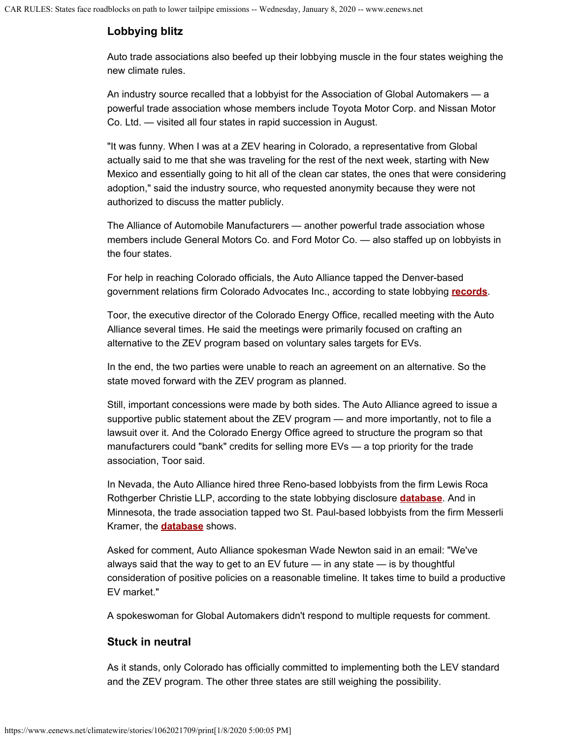## Lobbying blitz

Auto trade associations also beefed up their lobbying muscle in the four states weighing the new climate rules.

An industry source recalled that a lobbyist for the Association of Global Automakers — a powerful trade association whose members include Toyota Motor Corp. and Nissan Motor Co. Ltd. — visited all four states in rapid succession in August.

"It was funny. When I was at a ZEV hearing in Colorado, a representative from Global actually said to me that she was traveling for the rest of the next week, starting with New Mexico and essentially going to hit all of the clean car states, the ones that were considering adoption," said the industry source, who requested anonymity because they were not authorized to discuss the matter publicly.

The Alliance of Automobile Manufacturers — another powerful trade association whose members include General Motors Co. and Ford Motor Co. — also staffed up on lobbyists in the four states.

For help in reaching Colorado officials, the Auto Alliance tapped the Denver-based government relations firm Colorado Advocates Inc., according to state lobbying **records**.

Toor, the executive director of the Colorado Energy Office, recalled meeting with the Auto Alliance several times. He said the meetings were primarily focused on crafting an alternative to the ZEV program based on voluntary sales targets for EVs.

In the end, the two parties were unable to reach an agreement on an alternative. So the state moved forward with the ZEV program as planned.

Still, important concessions were made by both sides. The Auto Alliance agreed to issue a supportive public statement about the ZEV program — and more importantly, not to file a lawsuit over it. And the Colorado Energy Office agreed to structure the program so that manufacturers could "bank" credits for selling more EVs — a top priority for the trade association, Toor said.

In Nevada, the Auto Alliance hired three Reno-based lobbyists from the firm Lewis Roca Rothgerber Christie LLP, according to the state lobbying disclosure **database**. And in Minnesota, the trade association tapped two St. Paul-based lobbyists from the firm Messerli Kramer, the **database** shows.

Asked for comment, Auto Alliance spokesman Wade Newton said in an email: "We've always said that the way to get to an EV future — in any state — is by thoughtful consideration of positive policies on a reasonable timeline. It takes time to build a productive EV market."

A spokeswoman for Global Automakers didn't respond to multiple requests for comment.

## Stuck in neutral

As it stands, only Colorado has officially committed to implementing both the LEV standard and the ZEV program. The other three states are still weighing the possibility.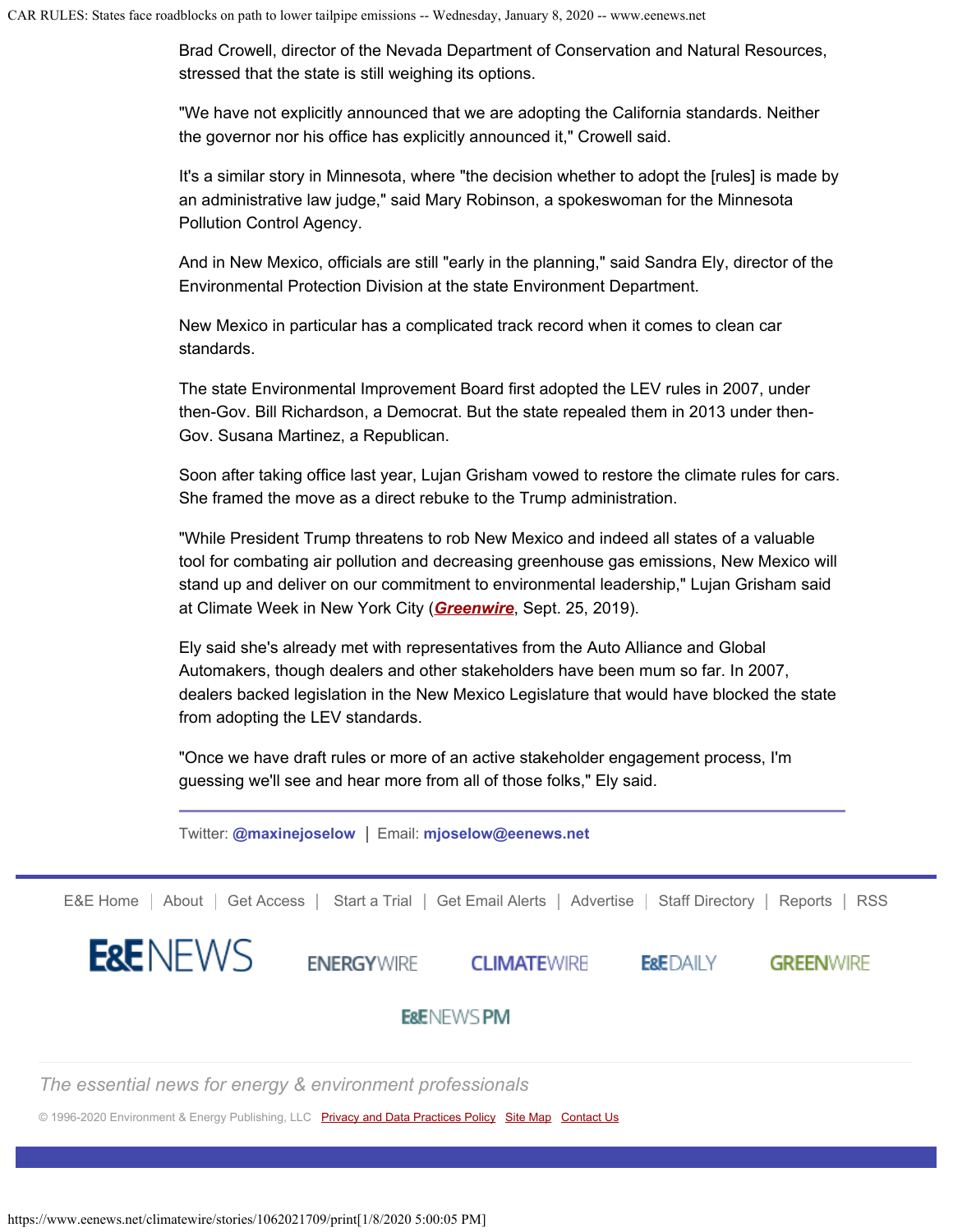Brad Crowell, director of the Nevada Department of Conservation and Natural Resources, stressed that the state is still weighing its options.

"We have not explicitly announced that we are adopting the California standards. Neither the governor nor his office has explicitly announced it," Crowell said.

It's a similar story in Minnesota, where "the decision whether to adopt the [rules] is made by an administrative law judge," said Mary Robinson, a spokeswoman for the Minnesota Pollution Control Agency.

And in New Mexico, officials are still "early in the planning," said Sandra Ely, director of the Environmental Protection Division at the state Environment Department.

New Mexico in particular has a complicated track record when it comes to clean car standards.

The state Environmental Improvement Board first adopted the LEV rules in 2007, under then-Gov. Bill Richardson, a Democrat. But the state repealed them in 2013 under then-Gov. Susana Martinez, a Republican.

Soon after taking office last year, Lujan Grisham vowed to restore the climate rules for cars. She framed the move as a direct rebuke to the Trump administration.

"While President Trump threatens to rob New Mexico and indeed all states of a valuable tool for combating air pollution and decreasing greenhouse gas emissions, New Mexico will stand up and deliver on our commitment to environmental leadership," Lujan Grisham said at Climate Week in New York City (***Greenwire***, Sept. 25, 2019).

Ely said she's already met with representatives from the Auto Alliance and Global Automakers, though dealers and other stakeholders have been mum so far. In 2007, dealers backed legislation in the New Mexico Legislature that would have blocked the state from adopting the LEV standards.

"Once we have draft rules or more of an active stakeholder engagement process, I'm guessing we'll see and hear more from all of those folks," Ely said.

---

Twitter: **@maxinejoselow** | Email: **mjoselow@eenews.net**